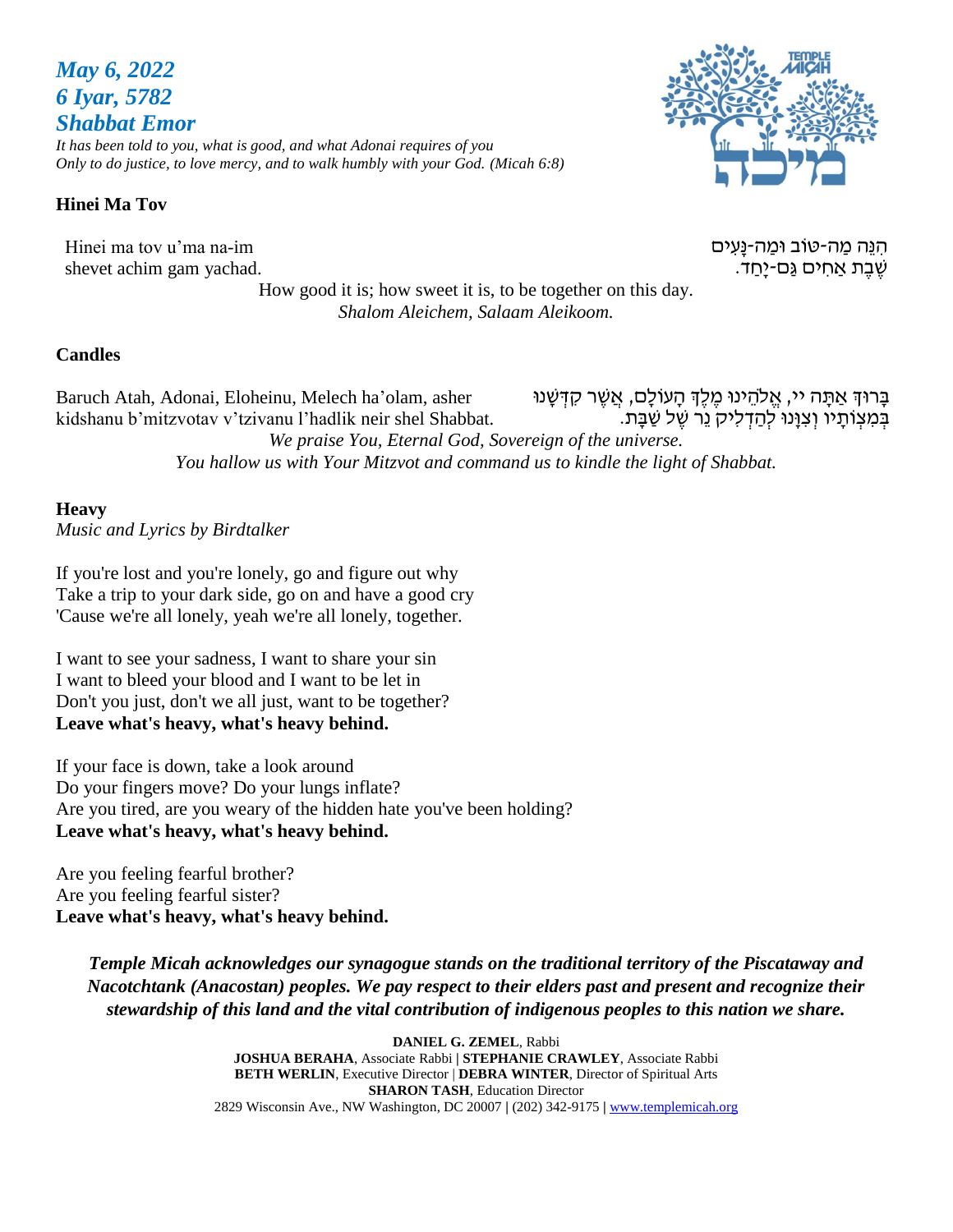***May 6, 2022***
***6 Iyar, 5782***
***Shabbat Emor***

*It has been told to you, what is good, and what Adonai requires of you*
*Only to do justice, to love mercy, and to walk humbly with your God. (Micah 6:8)*

**Hinei Ma Tov**

Hinei ma tov u'ma na-im
shevet achim gam yachad.

הִנֵּה מַה-טּוֹב וּמַה-נָּעִים
שֶׁבֶת אַחִים גַּם-יָחַד.

How good it is; how sweet it is, to be together on this day.
*Shalom Aleichem, Salaam Aleikoom.*

**Candles**

Baruch Atah, Adonai, Eloheinu, Melech ha'olam, asher kidshanu b'mitzvotav v'tzivanu l'hadlik neir shel Shabbat.

בָּרוּךְ אַתָּה יי, אֱלֹהֵינוּ מֶלֶךְ הָעוֹלָם, אֲשֶׁר קִדְּשָׁנוּ בְּמִצְוֹתָיו וְצִוָּנוּ לְהַדְלִיק נֵר שֶׁל שַׁבָּת.

*We praise You, Eternal God, Sovereign of the universe.*
*You hallow us with Your Mitzvot and command us to kindle the light of Shabbat.*

**Heavy**
*Music and Lyrics by Birdtalker*

If you're lost and you're lonely, go and figure out why
Take a trip to your dark side, go on and have a good cry
'Cause we're all lonely, yeah we're all lonely, together.

I want to see your sadness, I want to share your sin
I want to bleed your blood and I want to be let in
Don't you just, don't we all just, want to be together?
**Leave what's heavy, what's heavy behind.**

If your face is down, take a look around
Do your fingers move? Do your lungs inflate?
Are you tired, are you weary of the hidden hate you've been holding?
**Leave what's heavy, what's heavy behind.**

Are you feeling fearful brother?
Are you feeling fearful sister?
**Leave what's heavy, what's heavy behind.**

***Temple Micah acknowledges our synagogue stands on the traditional territory of the Piscataway and Nacotchtank (Anacostan) peoples. We pay respect to their elders past and present and recognize their stewardship of this land and the vital contribution of indigenous peoples to this nation we share.***

**DANIEL G. ZEMEL**, Rabbi
**JOSHUA BERAHA**, Associate Rabbi | **STEPHANIE CRAWLEY**, Associate Rabbi
**BETH WERLIN**, Executive Director | **DEBRA WINTER**, Director of Spiritual Arts
**SHARON TASH**, Education Director
2829 Wisconsin Ave., NW Washington, DC 20007 | (202) 342-9175 | www.templemicah.org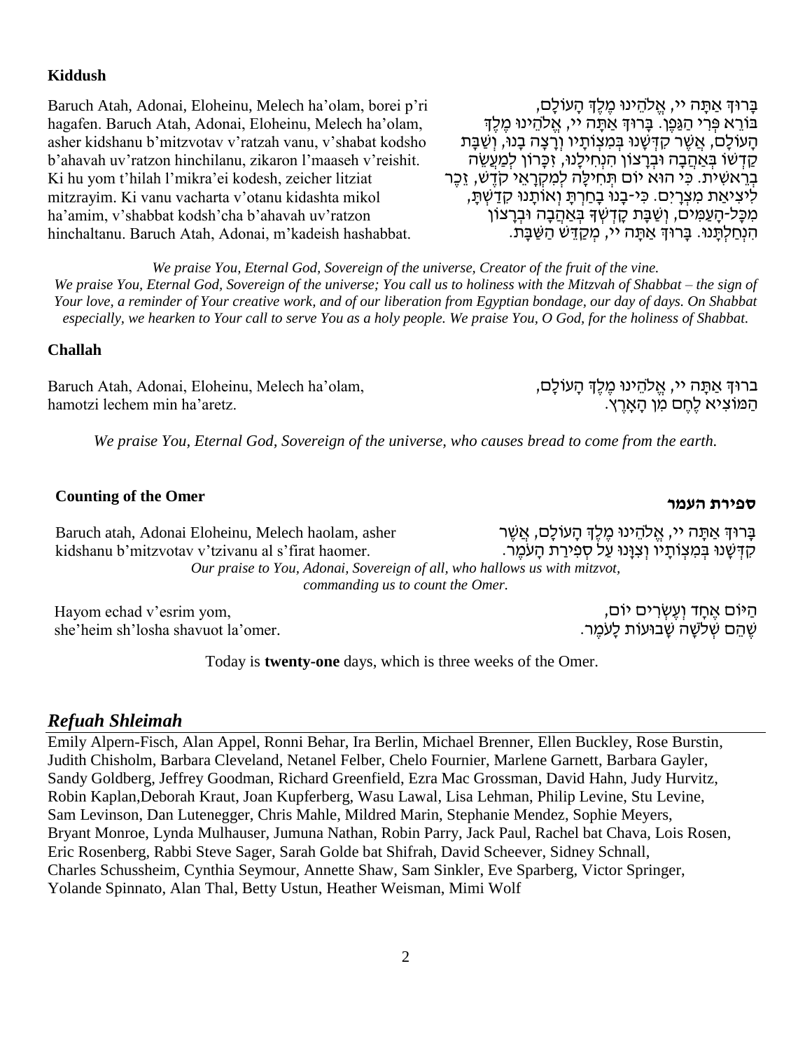**Kiddush**

Baruch Atah, Adonai, Eloheinu, Melech ha'olam, borei p'ri hagafen. Baruch Atah, Adonai, Eloheinu, Melech ha'olam, asher kidshanu b'mitzvotav v'ratzah vanu, v'shabat kodsho b'ahavah uv'ratzon hinchilanu, zikaron l'maaseh v'reishit. Ki hu yom t'hilah l'mikra'ei kodesh, zeicher litziat mitzrayim. Ki vanu vacharta v'otanu kidashta mikol ha'amim, v'shabbat kodsh'cha b'ahavah uv'ratzon hinchaltanu. Baruch Atah, Adonai, m'kadeish hashabbat.

בָּרוּךְ אַתָּה יי, אֱלֹהֵינוּ מֶלֶךְ הָעוֹלָם, בּוֹרֵא פְּרִי הַגָּפֶן. בָּרוּךְ אַתָּה יי, אֱלֹהֵינוּ מֶלֶךְ הָעוֹלָם, אֲשֶׁר קִדְּשָׁנוּ בְּמִצְוֹתָיו וְרָצָה בָנוּ, וְשַׁבַּת קָדְשׁוֹ בְּאַהֲבָה וּבְרָצוֹן הִנְחִילָנוּ, זִכָּרוֹן לְמַעֲשֵׂה בְרֵאשִׁית. כִּי הוּא יוֹם תְּחִלָּה לְמִקְרָאֵי קֹדֶשׁ, זֵכֶר לִיצִיאַת מִצְרָיִם. כִּי-בָנוּ בָחַרְתָּ וְאוֹתָנוּ קִדַּשְׁתָּ, מִכָּל-הָעַמִּים, וְשַׁבַּת קָדְשְׁךָ בְּאַהֲבָה וּבְרָצוֹן הִנְחַלְתָּנוּ. בָּרוּךְ אַתָּה יי, מְקַדֵּשׁ הַשַּׁבָּת.

*We praise You, Eternal God, Sovereign of the universe, Creator of the fruit of the vine. We praise You, Eternal God, Sovereign of the universe; You call us to holiness with the Mitzvah of Shabbat – the sign of Your love, a reminder of Your creative work, and of our liberation from Egyptian bondage, our day of days. On Shabbat especially, we hearken to Your call to serve You as a holy people. We praise You, O God, for the holiness of Shabbat.*

**Challah**

Baruch Atah, Adonai, Eloheinu, Melech ha'olam, hamotzi lechem min ha'aretz.

ברוּךְ אַתָּה יי, אֱלֹהֵינוּ מֶלֶךְ הָעוֹלָם, הַמּוֹצִיא לֶחֶם מִן הָאָרֶץ.

*We praise You, Eternal God, Sovereign of the universe, who causes bread to come from the earth.*

**Counting of the Omer** **ספירת העמר**

Baruch atah, Adonai Eloheinu, Melech haolam, asher kidshanu b'mitzvotav v'tzivanu al s'firat haomer.

בָּרוּךְ אַתָּה יי, אֱלֹהֵינוּ מֶלֶךְ הָעוֹלָם, אֲשֶׁר קִדְּשָׁנוּ בְּמִצְוֹתָיו וְצִוָּנוּ עַל סְפִירַת הָעֹמֶר.

*Our praise to You, Adonai, Sovereign of all, who hallows us with mitzvot, commanding us to count the Omer.*

Hayom echad v'esrim yom, she'heim sh'losha shavuot la'omer.

הַיּוֹם אֶחָד וְעֶשְׂרִים יוֹם, שֶׁהֵם שְׁלֹשָׁה שָׁבוּעוֹת לָעֹמֶר.

Today is **twenty-one** days, which is three weeks of the Omer.

## *Refuah Shleimah*

Emily Alpern-Fisch, Alan Appel, Ronni Behar, Ira Berlin, Michael Brenner, Ellen Buckley, Rose Burstin, Judith Chisholm, Barbara Cleveland, Netanel Felber, Chelo Fournier, Marlene Garnett, Barbara Gayler, Sandy Goldberg, Jeffrey Goodman, Richard Greenfield, Ezra Mac Grossman, David Hahn, Judy Hurvitz, Robin Kaplan,Deborah Kraut, Joan Kupferberg, Wasu Lawal, Lisa Lehman, Philip Levine, Stu Levine, Sam Levinson, Dan Lutenegger, Chris Mahle, Mildred Marin, Stephanie Mendez, Sophie Meyers, Bryant Monroe, Lynda Mulhauser, Jumuna Nathan, Robin Parry, Jack Paul, Rachel bat Chava, Lois Rosen, Eric Rosenberg, Rabbi Steve Sager, Sarah Golde bat Shifrah, David Scheever, Sidney Schnall, Charles Schussheim, Cynthia Seymour, Annette Shaw, Sam Sinkler, Eve Sparberg, Victor Springer, Yolande Spinnato, Alan Thal, Betty Ustun, Heather Weisman, Mimi Wolf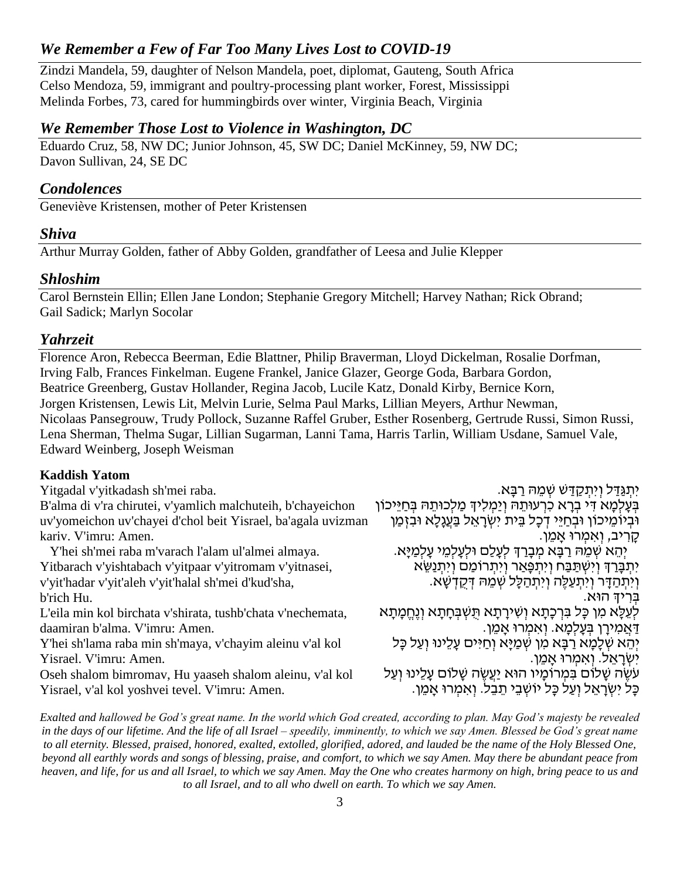## *We Remember a Few of Far Too Many Lives Lost to COVID-19*

Zindzi Mandela, 59, daughter of Nelson Mandela, poet, diplomat, Gauteng, South Africa
Celso Mendoza, 59, immigrant and poultry-processing plant worker, Forest, Mississippi
Melinda Forbes, 73, cared for hummingbirds over winter, Virginia Beach, Virginia

## *We Remember Those Lost to Violence in Washington, DC*

Eduardo Cruz, 58, NW DC; Junior Johnson, 45, SW DC; Daniel McKinney, 59, NW DC; Davon Sullivan, 24, SE DC

## *Condolences*

Geneviève Kristensen, mother of Peter Kristensen

## *Shiva*

Arthur Murray Golden, father of Abby Golden, grandfather of Leesa and Julie Klepper

## *Shloshim*

Carol Bernstein Ellin; Ellen Jane London; Stephanie Gregory Mitchell; Harvey Nathan; Rick Obrand; Gail Sadick; Marlyn Socolar

## *Yahrzeit*

Florence Aron, Rebecca Beerman, Edie Blattner, Philip Braverman, Lloyd Dickelman, Rosalie Dorfman, Irving Falb, Frances Finkelman. Eugene Frankel, Janice Glazer, George Goda, Barbara Gordon, Beatrice Greenberg, Gustav Hollander, Regina Jacob, Lucile Katz, Donald Kirby, Bernice Korn, Jorgen Kristensen, Lewis Lit, Melvin Lurie, Selma Paul Marks, Lillian Meyers, Arthur Newman, Nicolaas Pansegrouw, Trudy Pollock, Suzanne Raffel Gruber, Esther Rosenberg, Gertrude Russi, Simon Russi, Lena Sherman, Thelma Sugar, Lillian Sugarman, Lanni Tama, Harris Tarlin, William Usdane, Samuel Vale, Edward Weinberg, Joseph Weisman

**Kaddish Yatom**

Yitgadal v'yitkadash sh'mei raba.
B'alma di v'ra chirutei, v'yamlich malchuteih, b'chayeichon uv'yomeichon uv'chayei d'chol beit Yisrael, ba'agala uvizman kariv. V'imru: Amen.
Y'hei sh'mei raba m'varach l'alam ul'almei almaya.
Yitbarach v'yishtabach v'yitpaar v'yitromam v'yitnasei, v'yit'hadar v'yit'aleh v'yit'halal sh'mei d'kud'sha, b'rich Hu.
L'eila min kol birchata v'shirata, tushb'chata v'nechemata, daamiran b'alma. V'imru: Amen.
Y'hei sh'lama raba min sh'maya, v'chayim aleinu v'al kol Yisrael. V'imru: Amen.
Oseh shalom bimromav, Hu yaaseh shalom aleinu, v'al kol Yisrael, v'al kol yoshvei tevel. V'imru: Amen.

יִתְגַּדַּל וְיִתְקַדַּשׁ שְׁמֵהּ רַבָּא.
בְּעָלְמָא דִּי בְרָא כִרְעוּתֵהּ וְיַמְלִיךְ מַלְכוּתֵהּ בְּחַיֵּיכוֹן וּבְיוֹמֵיכוֹן וּבְחַיֵּי דְכָל בֵּית יִשְׂרָאֵל בַּעֲגָלָא וּבִזְמַן קָרִיב, וְאִמְרוּ אָמֵן.
יְהֵא שְׁמֵהּ רַבָּא מְבָרַךְ לְעָלַם וּלְעָלְמֵי עָלְמַיָּא.
יִתְבָּרַךְ וְיִשְׁתַּבַּח וְיִתְפָּאַר וְיִתְרוֹמַם וְיִתְנַשֵּׂא וְיִתְהַדָּר וְיִתְעַלֶּה וְיִתְהַלָּל שְׁמֵהּ דְּקֻדְשָׁא.
בְּרִיךְ הוּא.
לְעֵלָּא מִן כָּל בִּרְכָתָא וְשִׁירָתָא תֻּשְׁבְּחָתָא וְנֶחֱמָתָא דַּאֲמִירָן בְּעָלְמָא. וְאִמְרוּ אָמֵן.
יְהֵא שְׁלָמָא רַבָּא מִן שְׁמַיָּא וְחַיִּים עָלֵינוּ וְעַל כָּל יִשְׂרָאֵל. וְאִמְרוּ אָמֵן.
עֹשֶׂה שָׁלוֹם בִּמְרוֹמָיו הוּא יַעֲשֶׂה שָׁלוֹם עָלֵינוּ וְעַל כָּל יִשְׂרָאֵל וְעַל כָּל יוֹשְׁבֵי תֵבֵל. וְאִמְרוּ אָמֵן.

*Exalted and hallowed be God's great name. In the world which God created, according to plan. May God's majesty be revealed in the days of our lifetime. And the life of all Israel – speedily, imminently, to which we say Amen. Blessed be God's great name to all eternity. Blessed, praised, honored, exalted, extolled, glorified, adored, and lauded be the name of the Holy Blessed One, beyond all earthly words and songs of blessing, praise, and comfort, to which we say Amen. May there be abundant peace from heaven, and life, for us and all Israel, to which we say Amen. May the One who creates harmony on high, bring peace to us and to all Israel, and to all who dwell on earth. To which we say Amen.*